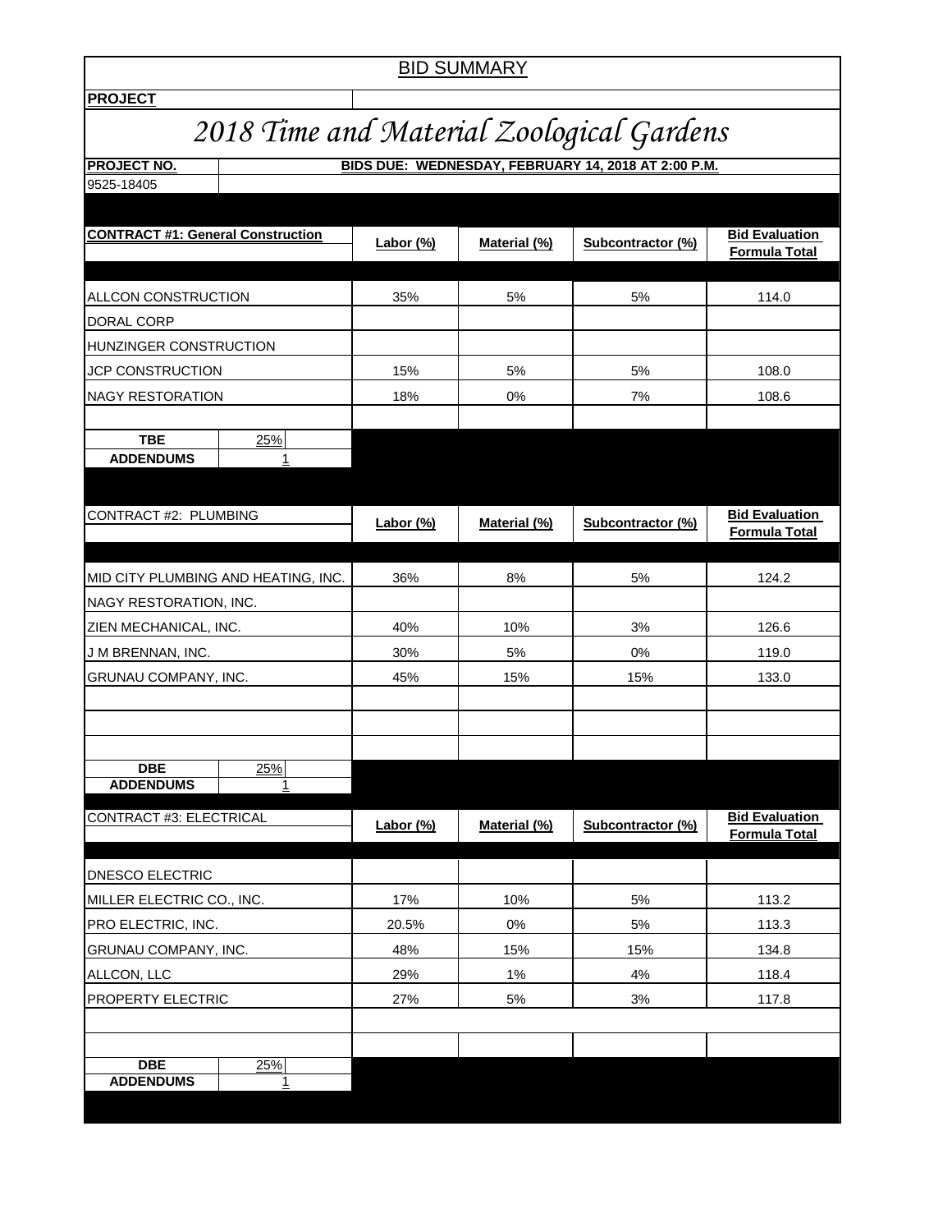# BID SUMMARY

**PROJECT**

## *2018 Time and Material Zoological Gardens*

**PROJECT NO.** 9525-18405

**BIDS DUE: WEDNESDAY, FEBRUARY 14, 2018 AT 2:00 P.M.**

| **CONTRACT #1: General Construction** | **Labor (%)** | **Material (%)** | **Subcontractor (%)** | **Bid Evaluation Formula Total** |
|---|---|---|---|---|
| ALLCON CONSTRUCTION | 35% | 5% | 5% | 114.0 |
| DORAL CORP | | | | |
| HUNZINGER CONSTRUCTION | | | | |
| JCP CONSTRUCTION | 15% | 5% | 5% | 108.0 |
| NAGY RESTORATION | 18% | 0% | 7% | 108.6 |

**TBE** 25%
**ADDENDUMS** 1

| CONTRACT #2: PLUMBING | **Labor (%)** | **Material (%)** | **Subcontractor (%)** | **Bid Evaluation Formula Total** |
|---|---|---|---|---|
| MID CITY PLUMBING AND HEATING, INC. | 36% | 8% | 5% | 124.2 |
| NAGY RESTORATION, INC. | | | | |
| ZIEN MECHANICAL, INC. | 40% | 10% | 3% | 126.6 |
| J M BRENNAN, INC. | 30% | 5% | 0% | 119.0 |
| GRUNAU COMPANY, INC. | 45% | 15% | 15% | 133.0 |

**DBE** 25%
**ADDENDUMS** 1

| CONTRACT #3: ELECTRICAL | **Labor (%)** | **Material (%)** | **Subcontractor (%)** | **Bid Evaluation Formula Total** |
|---|---|---|---|---|
| DNESCO ELECTRIC | | | | |
| MILLER ELECTRIC CO., INC. | 17% | 10% | 5% | 113.2 |
| PRO ELECTRIC, INC. | 20.5% | 0% | 5% | 113.3 |
| GRUNAU COMPANY, INC. | 48% | 15% | 15% | 134.8 |
| ALLCON, LLC | 29% | 1% | 4% | 118.4 |
| PROPERTY ELECTRIC | 27% | 5% | 3% | 117.8 |

**DBE** 25%
**ADDENDUMS** 1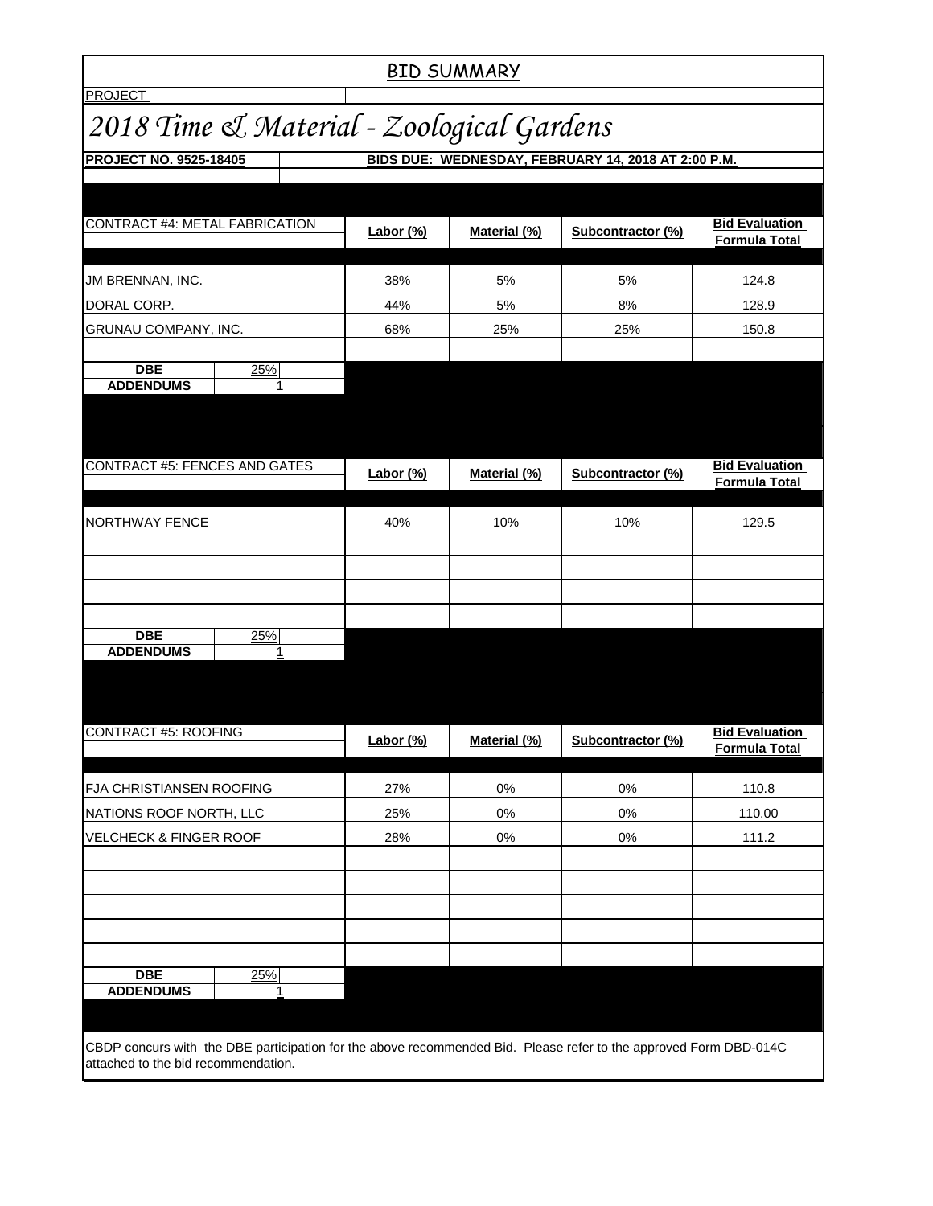## BID SUMMARY

PROJECT

# *2018 Time & Material - Zoological Gardens*

**PROJECT NO. 9525-18405** | **BIDS DUE: WEDNESDAY, FEBRUARY 14, 2018 AT 2:00 P.M.**

| CONTRACT #4: METAL FABRICATION | Labor (%) | Material (%) | Subcontractor (%) | Bid Evaluation Formula Total |
|---|---|---|---|---|
| JM BRENNAN, INC. | 38% | 5% | 5% | 124.8 |
| DORAL CORP. | 44% | 5% | 8% | 128.9 |
| GRUNAU COMPANY, INC. | 68% | 25% | 25% | 150.8 |

| | |
|---|---|
| **DBE** | 25% |
| **ADDENDUMS** | 1 |

| CONTRACT #5: FENCES AND GATES | Labor (%) | Material (%) | Subcontractor (%) | Bid Evaluation Formula Total |
|---|---|---|---|---|
| NORTHWAY FENCE | 40% | 10% | 10% | 129.5 |

| | |
|---|---|
| **DBE** | 25% |
| **ADDENDUMS** | 1 |

| CONTRACT #5: ROOFING | Labor (%) | Material (%) | Subcontractor (%) | Bid Evaluation Formula Total |
|---|---|---|---|---|
| FJA CHRISTIANSEN ROOFING | 27% | 0% | 0% | 110.8 |
| NATIONS ROOF NORTH, LLC | 25% | 0% | 0% | 110.00 |
| VELCHECK & FINGER ROOF | 28% | 0% | 0% | 111.2 |

| | |
|---|---|
| **DBE** | 25% |
| **ADDENDUMS** | 1 |

CBDP concurs with the DBE participation for the above recommended Bid. Please refer to the approved Form DBD-014C attached to the bid recommendation.